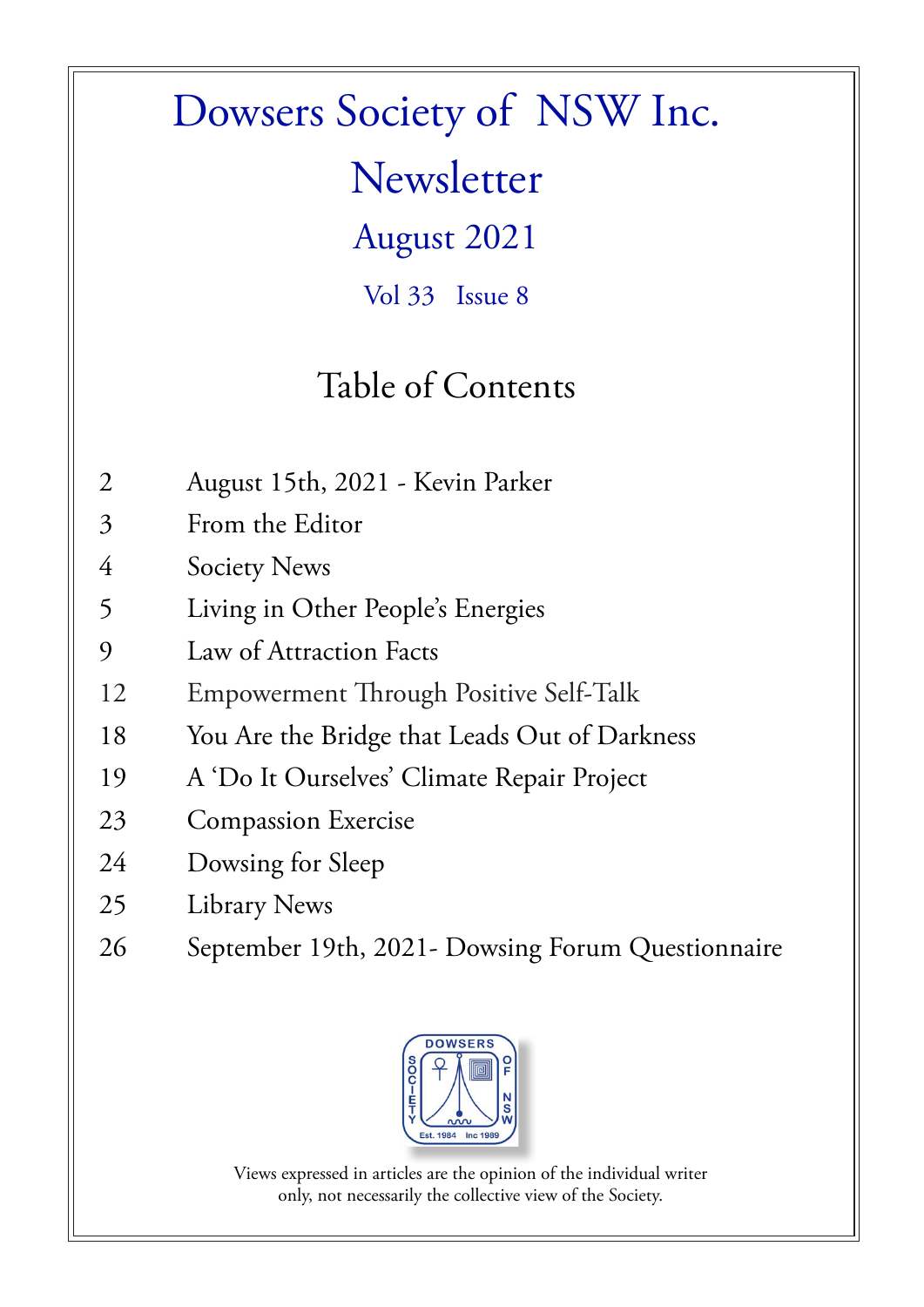# Dowsers Society of NSW Inc.

# Newsletter

## August 2021

### Vol 33 Issue 8

## Table of Contents

| | |
|---|---|
| 2 | August 15th, 2021 - Kevin Parker |
| 3 | From the Editor |
| 4 | Society News |
| 5 | Living in Other People's Energies |
| 9 | Law of Attraction Facts |
| 12 | Empowerment Through Positive Self-Talk |
| 18 | You Are the Bridge that Leads Out of Darkness |
| 19 | A 'Do It Ourselves' Climate Repair Project |
| 23 | Compassion Exercise |
| 24 | Dowsing for Sleep |
| 25 | Library News |
| 26 | September 19th, 2021- Dowsing Forum Questionnaire |

DOWSERS SOCIETY OF NSW
Est. 1984 Inc 1989

Views expressed in articles are the opinion of the individual writer only, not necessarily the collective view of the Society.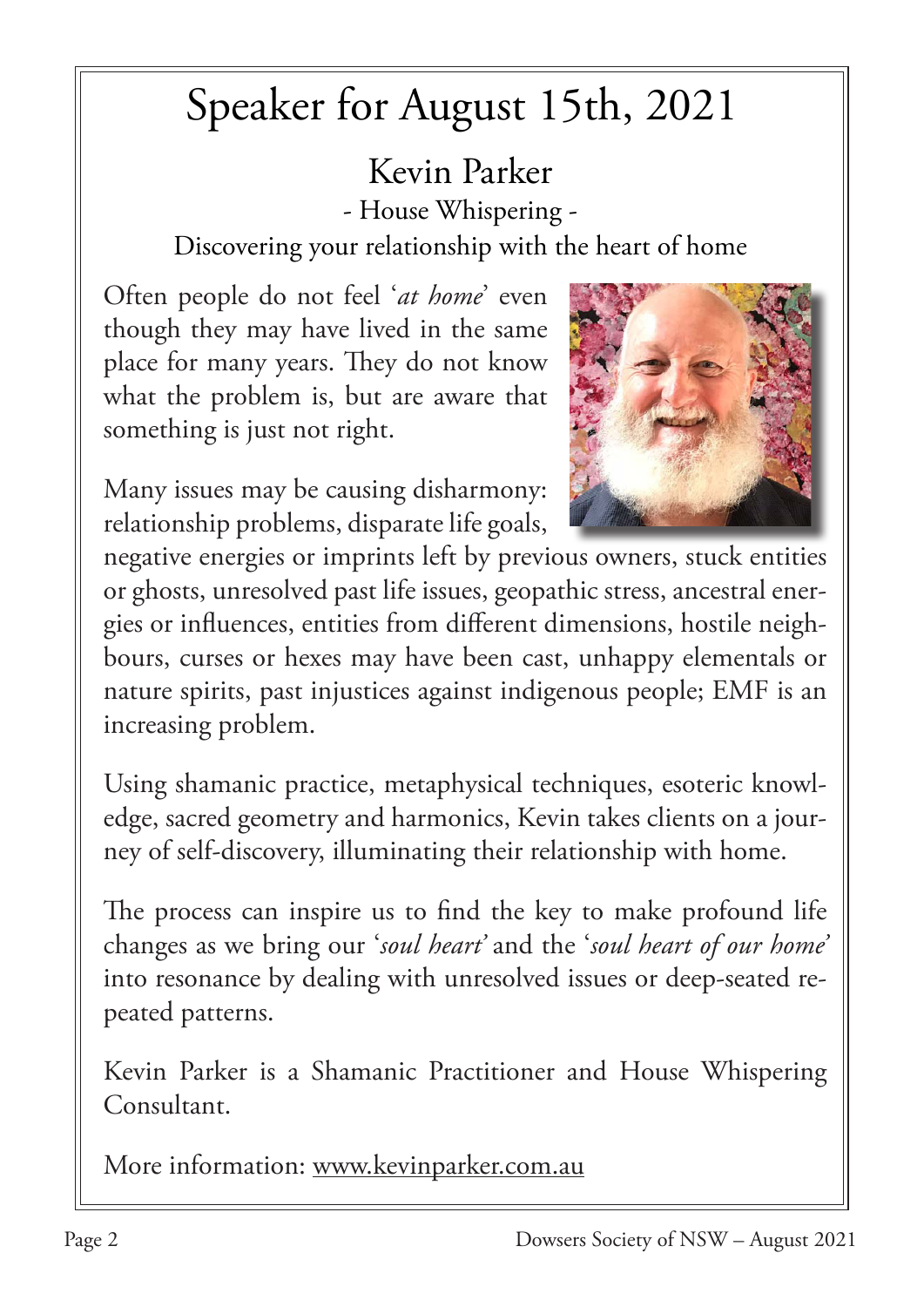# Speaker for August 15th, 2021

## Kevin Parker

### - House Whispering -

### Discovering your relationship with the heart of home

Often people do not feel '*at home*' even though they may have lived in the same place for many years. They do not know what the problem is, but are aware that something is just not right.

Many issues may be causing disharmony: relationship problems, disparate life goals, negative energies or imprints left by previous owners, stuck entities or ghosts, unresolved past life issues, geopathic stress, ancestral energies or influences, entities from different dimensions, hostile neighbours, curses or hexes may have been cast, unhappy elementals or nature spirits, past injustices against indigenous people; EMF is an increasing problem.

Using shamanic practice, metaphysical techniques, esoteric knowledge, sacred geometry and harmonics, Kevin takes clients on a journey of self-discovery, illuminating their relationship with home.

The process can inspire us to find the key to make profound life changes as we bring our '*soul heart*' and the '*soul heart of our home*' into resonance by dealing with unresolved issues or deep-seated repeated patterns.

Kevin Parker is a Shamanic Practitioner and House Whispering Consultant.

More information: www.kevinparker.com.au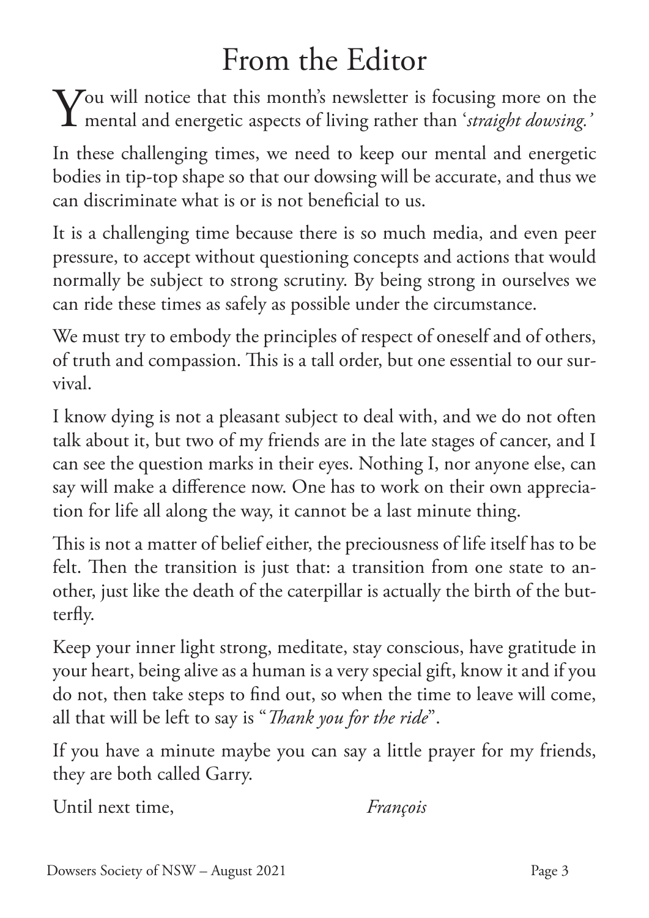# From the Editor

You will notice that this month's newsletter is focusing more on the mental and energetic aspects of living rather than '*straight dowsing.'*

In these challenging times, we need to keep our mental and energetic bodies in tip-top shape so that our dowsing will be accurate, and thus we can discriminate what is or is not beneficial to us.

It is a challenging time because there is so much media, and even peer pressure, to accept without questioning concepts and actions that would normally be subject to strong scrutiny. By being strong in ourselves we can ride these times as safely as possible under the circumstance.

We must try to embody the principles of respect of oneself and of others, of truth and compassion. This is a tall order, but one essential to our survival.

I know dying is not a pleasant subject to deal with, and we do not often talk about it, but two of my friends are in the late stages of cancer, and I can see the question marks in their eyes. Nothing I, nor anyone else, can say will make a difference now. One has to work on their own appreciation for life all along the way, it cannot be a last minute thing.

This is not a matter of belief either, the preciousness of life itself has to be felt. Then the transition is just that: a transition from one state to another, just like the death of the caterpillar is actually the birth of the butterfly.

Keep your inner light strong, meditate, stay conscious, have gratitude in your heart, being alive as a human is a very special gift, know it and if you do not, then take steps to find out, so when the time to leave will come, all that will be left to say is "*Thank you for the ride*".

If you have a minute maybe you can say a little prayer for my friends, they are both called Garry.

Until next time, *François*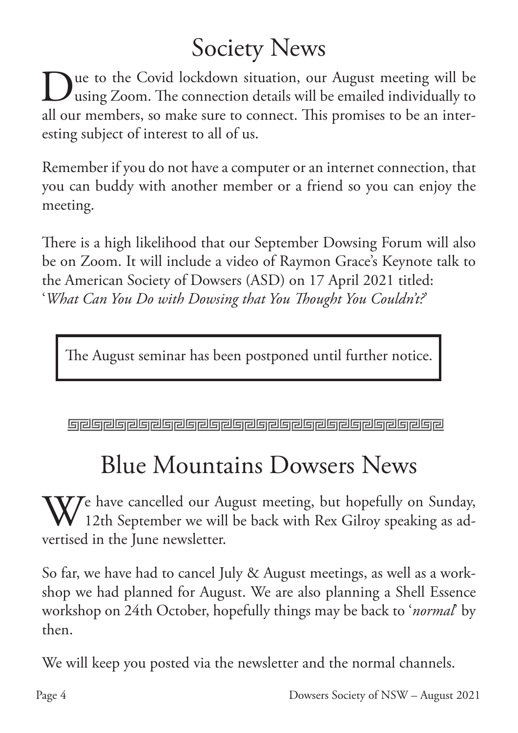# Society News

Due to the Covid lockdown situation, our August meeting will be using Zoom. The connection details will be emailed individually to all our members, so make sure to connect. This promises to be an interesting subject of interest to all of us.

Remember if you do not have a computer or an internet connection, that you can buddy with another member or a friend so you can enjoy the meeting.

There is a high likelihood that our September Dowsing Forum will also be on Zoom. It will include a video of Raymon Grace's Keynote talk to the American Society of Dowsers (ASD) on 17 April 2021 titled: '*What Can You Do with Dowsing that You Thought You Couldn't?*'

> The August seminar has been postponed until further notice.

---

# Blue Mountains Dowsers News

We have cancelled our August meeting, but hopefully on Sunday, 12th September we will be back with Rex Gilroy speaking as advertised in the June newsletter.

So far, we have had to cancel July & August meetings, as well as a workshop we had planned for August. We are also planning a Shell Essence workshop on 24th October, hopefully things may be back to '*normal*' by then.

We will keep you posted via the newsletter and the normal channels.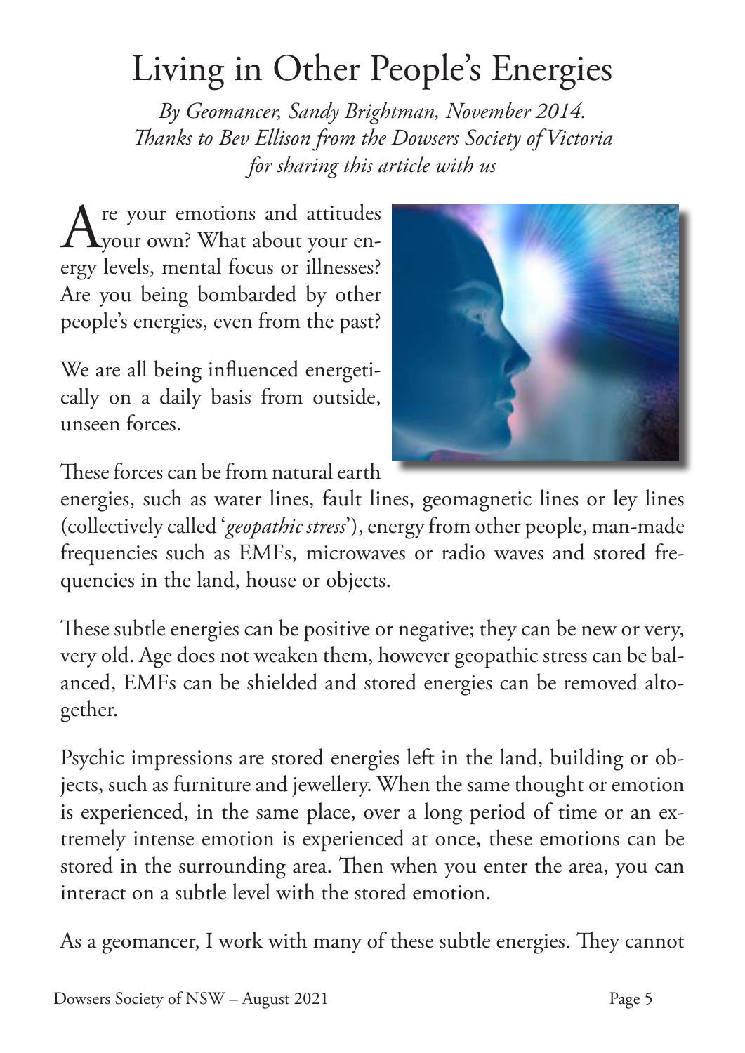# Living in Other People's Energies

*By Geomancer, Sandy Brightman, November 2014.*
*Thanks to Bev Ellison from the Dowsers Society of Victoria for sharing this article with us*

Are your emotions and attitudes your own? What about your energy levels, mental focus or illnesses? Are you being bombarded by other people's energies, even from the past?

We are all being influenced energetically on a daily basis from outside, unseen forces.

These forces can be from natural earth energies, such as water lines, fault lines, geomagnetic lines or ley lines (collectively called '*geopathic stress*'), energy from other people, man-made frequencies such as EMFs, microwaves or radio waves and stored frequencies in the land, house or objects.

These subtle energies can be positive or negative; they can be new or very, very old. Age does not weaken them, however geopathic stress can be balanced, EMFs can be shielded and stored energies can be removed altogether.

Psychic impressions are stored energies left in the land, building or objects, such as furniture and jewellery. When the same thought or emotion is experienced, in the same place, over a long period of time or an extremely intense emotion is experienced at once, these emotions can be stored in the surrounding area. Then when you enter the area, you can interact on a subtle level with the stored emotion.

As a geomancer, I work with many of these subtle energies. They cannot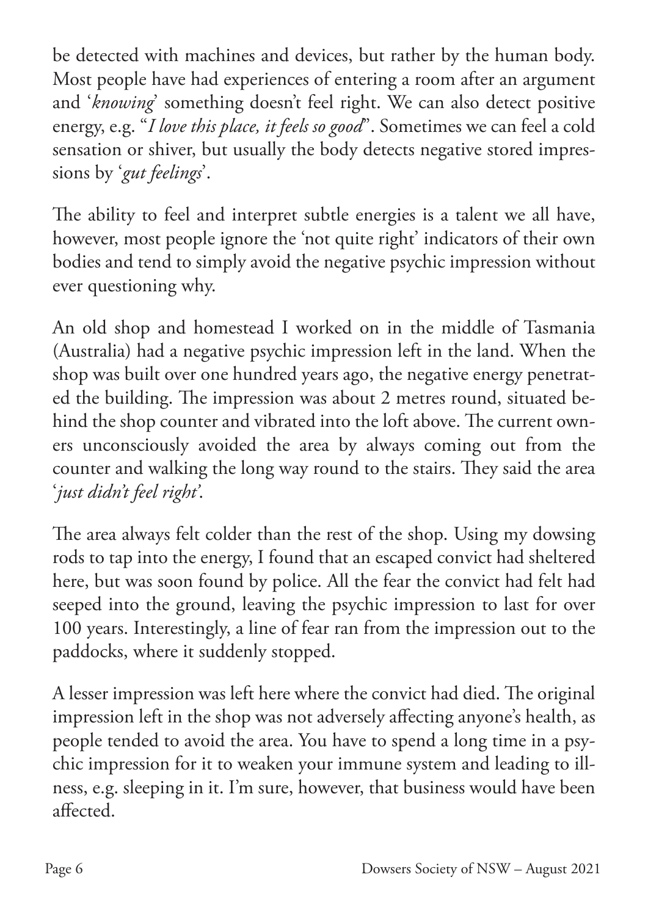be detected with machines and devices, but rather by the human body. Most people have had experiences of entering a room after an argument and '*knowing*' something doesn't feel right. We can also detect positive energy, e.g. "*I love this place, it feels so good*". Sometimes we can feel a cold sensation or shiver, but usually the body detects negative stored impressions by '*gut feelings*'.

The ability to feel and interpret subtle energies is a talent we all have, however, most people ignore the 'not quite right' indicators of their own bodies and tend to simply avoid the negative psychic impression without ever questioning why.

An old shop and homestead I worked on in the middle of Tasmania (Australia) had a negative psychic impression left in the land. When the shop was built over one hundred years ago, the negative energy penetrated the building. The impression was about 2 metres round, situated behind the shop counter and vibrated into the loft above. The current owners unconsciously avoided the area by always coming out from the counter and walking the long way round to the stairs. They said the area '*just didn't feel right*'.

The area always felt colder than the rest of the shop. Using my dowsing rods to tap into the energy, I found that an escaped convict had sheltered here, but was soon found by police. All the fear the convict had felt had seeped into the ground, leaving the psychic impression to last for over 100 years. Interestingly, a line of fear ran from the impression out to the paddocks, where it suddenly stopped.

A lesser impression was left here where the convict had died. The original impression left in the shop was not adversely affecting anyone's health, as people tended to avoid the area. You have to spend a long time in a psychic impression for it to weaken your immune system and leading to illness, e.g. sleeping in it. I'm sure, however, that business would have been affected.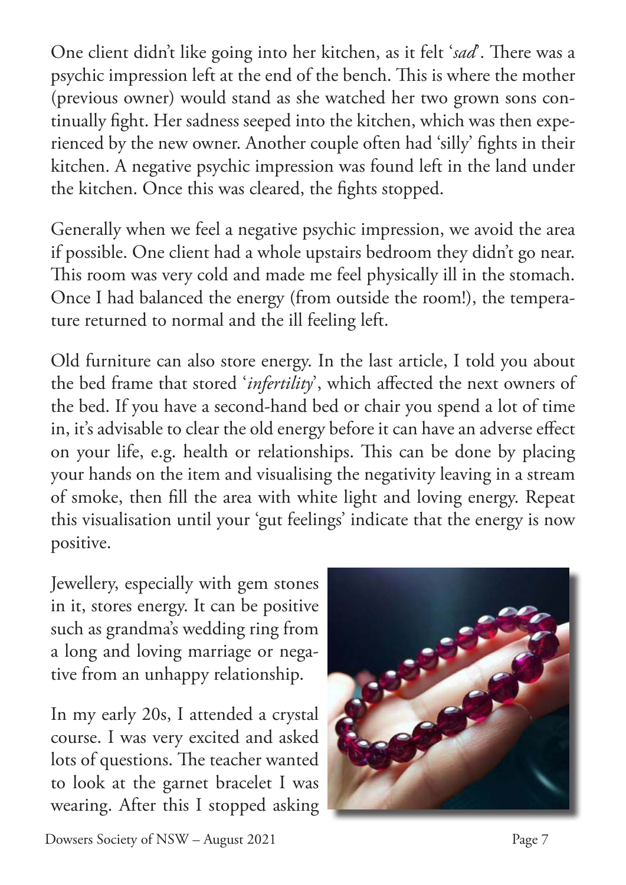One client didn't like going into her kitchen, as it felt '*sad*'. There was a psychic impression left at the end of the bench. This is where the mother (previous owner) would stand as she watched her two grown sons continually fight. Her sadness seeped into the kitchen, which was then experienced by the new owner. Another couple often had 'silly' fights in their kitchen. A negative psychic impression was found left in the land under the kitchen. Once this was cleared, the fights stopped.

Generally when we feel a negative psychic impression, we avoid the area if possible. One client had a whole upstairs bedroom they didn't go near. This room was very cold and made me feel physically ill in the stomach. Once I had balanced the energy (from outside the room!), the temperature returned to normal and the ill feeling left.

Old furniture can also store energy. In the last article, I told you about the bed frame that stored '*infertility*', which affected the next owners of the bed. If you have a second-hand bed or chair you spend a lot of time in, it's advisable to clear the old energy before it can have an adverse effect on your life, e.g. health or relationships. This can be done by placing your hands on the item and visualising the negativity leaving in a stream of smoke, then fill the area with white light and loving energy. Repeat this visualisation until your 'gut feelings' indicate that the energy is now positive.

Jewellery, especially with gem stones in it, stores energy. It can be positive such as grandma's wedding ring from a long and loving marriage or negative from an unhappy relationship.

In my early 20s, I attended a crystal course. I was very excited and asked lots of questions. The teacher wanted to look at the garnet bracelet I was wearing. After this I stopped asking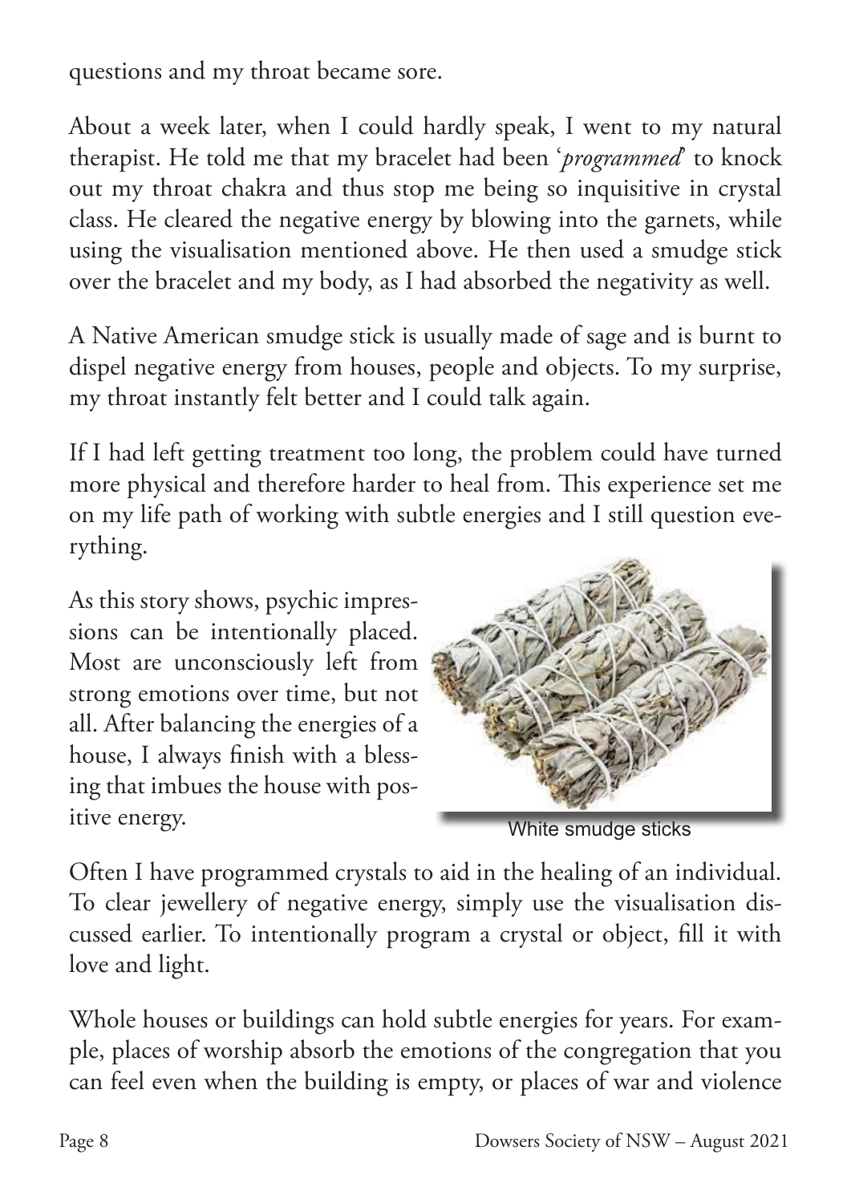questions and my throat became sore.

About a week later, when I could hardly speak, I went to my natural therapist. He told me that my bracelet had been '*programmed*' to knock out my throat chakra and thus stop me being so inquisitive in crystal class. He cleared the negative energy by blowing into the garnets, while using the visualisation mentioned above. He then used a smudge stick over the bracelet and my body, as I had absorbed the negativity as well.

A Native American smudge stick is usually made of sage and is burnt to dispel negative energy from houses, people and objects. To my surprise, my throat instantly felt better and I could talk again.

If I had left getting treatment too long, the problem could have turned more physical and therefore harder to heal from. This experience set me on my life path of working with subtle energies and I still question everything.

As this story shows, psychic impressions can be intentionally placed. Most are unconsciously left from strong emotions over time, but not all. After balancing the energies of a house, I always finish with a blessing that imbues the house with positive energy.

White smudge sticks

Often I have programmed crystals to aid in the healing of an individual. To clear jewellery of negative energy, simply use the visualisation discussed earlier. To intentionally program a crystal or object, fill it with love and light.

Whole houses or buildings can hold subtle energies for years. For example, places of worship absorb the emotions of the congregation that you can feel even when the building is empty, or places of war and violence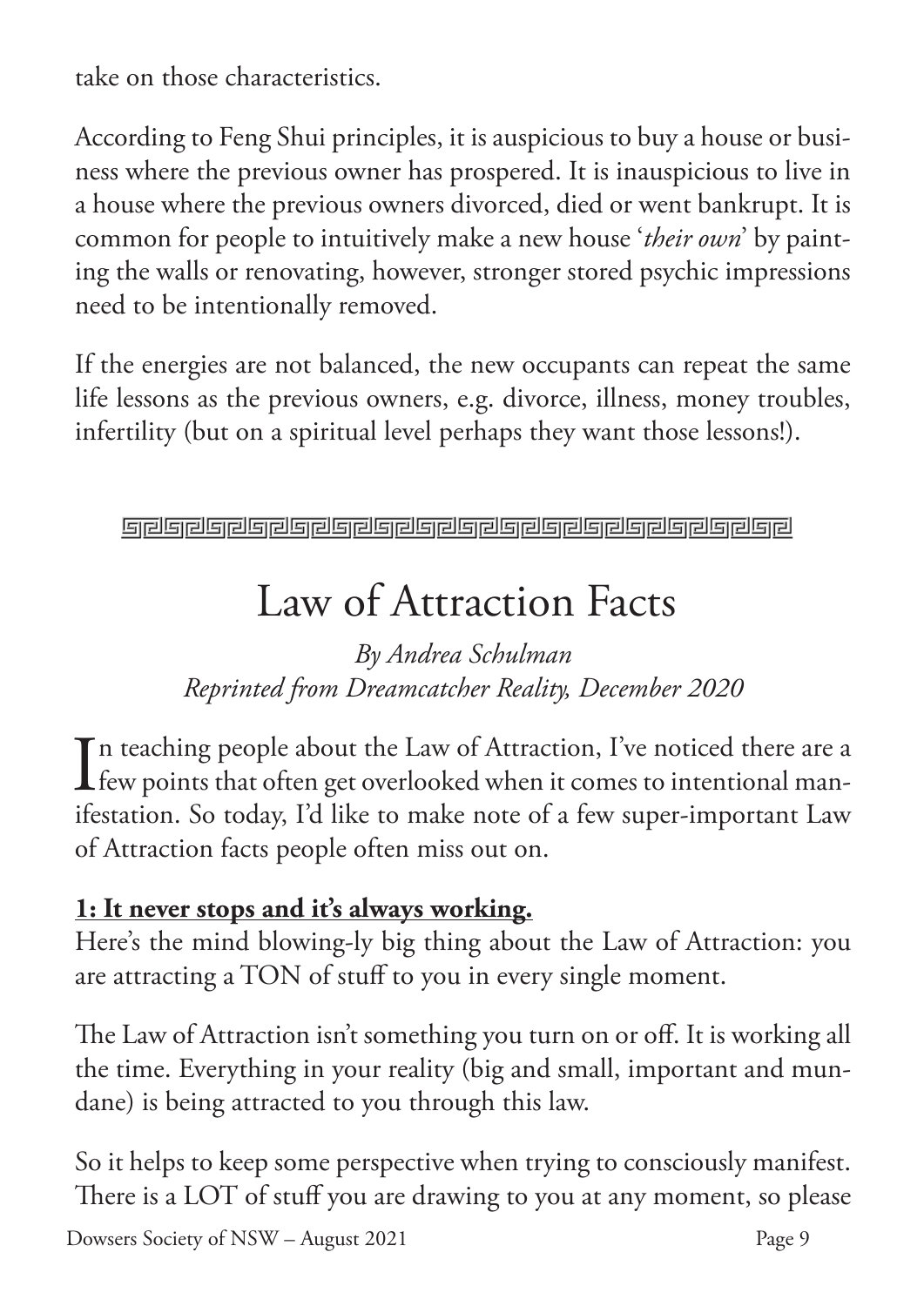take on those characteristics.

According to Feng Shui principles, it is auspicious to buy a house or business where the previous owner has prospered. It is inauspicious to live in a house where the previous owners divorced, died or went bankrupt. It is common for people to intuitively make a new house '*their own*' by painting the walls or renovating, however, stronger stored psychic impressions need to be intentionally removed.

If the energies are not balanced, the new occupants can repeat the same life lessons as the previous owners, e.g. divorce, illness, money troubles, infertility (but on a spiritual level perhaps they want those lessons!).

---

# Law of Attraction Facts

*By Andrea Schulman*
*Reprinted from Dreamcatcher Reality, December 2020*

In teaching people about the Law of Attraction, I've noticed there are a few points that often get overlooked when it comes to intentional manifestation. So today, I'd like to make note of a few super-important Law of Attraction facts people often miss out on.

**1: It never stops and it's always working.**

Here's the mind blowing-ly big thing about the Law of Attraction: you are attracting a TON of stuff to you in every single moment.

The Law of Attraction isn't something you turn on or off. It is working all the time. Everything in your reality (big and small, important and mundane) is being attracted to you through this law.

So it helps to keep some perspective when trying to consciously manifest. There is a LOT of stuff you are drawing to you at any moment, so please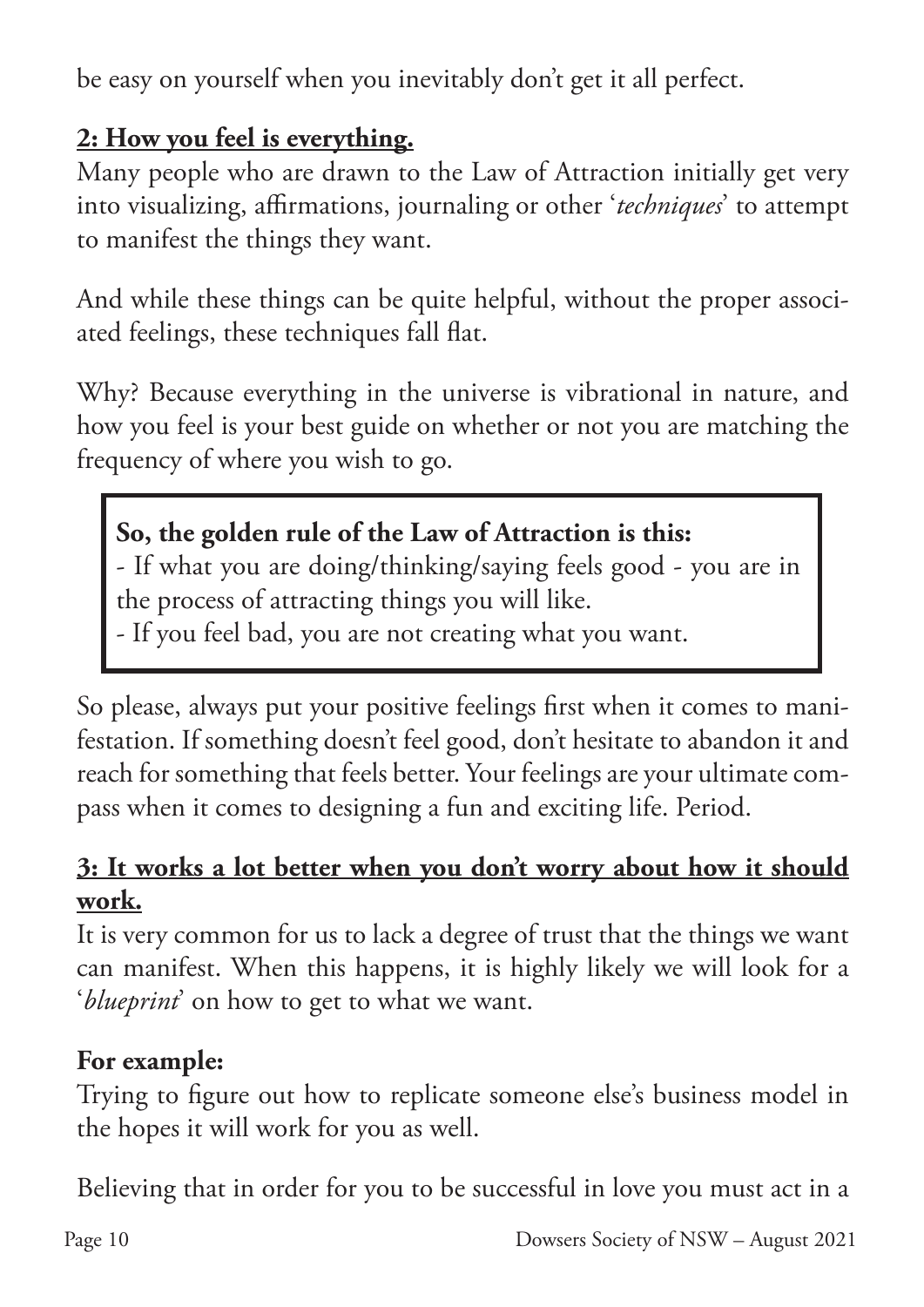be easy on yourself when you inevitably don't get it all perfect.

**2: How you feel is everything.**

Many people who are drawn to the Law of Attraction initially get very into visualizing, affirmations, journaling or other '*techniques*' to attempt to manifest the things they want.

And while these things can be quite helpful, without the proper associated feelings, these techniques fall flat.

Why? Because everything in the universe is vibrational in nature, and how you feel is your best guide on whether or not you are matching the frequency of where you wish to go.

> **So, the golden rule of the Law of Attraction is this:**
> - If what you are doing/thinking/saying feels good - you are in the process of attracting things you will like.
> - If you feel bad, you are not creating what you want.

So please, always put your positive feelings first when it comes to manifestation. If something doesn't feel good, don't hesitate to abandon it and reach for something that feels better. Your feelings are your ultimate compass when it comes to designing a fun and exciting life. Period.

**3: It works a lot better when you don't worry about how it should work.**

It is very common for us to lack a degree of trust that the things we want can manifest. When this happens, it is highly likely we will look for a '*blueprint*' on how to get to what we want.

**For example:**

Trying to figure out how to replicate someone else's business model in the hopes it will work for you as well.

Believing that in order for you to be successful in love you must act in a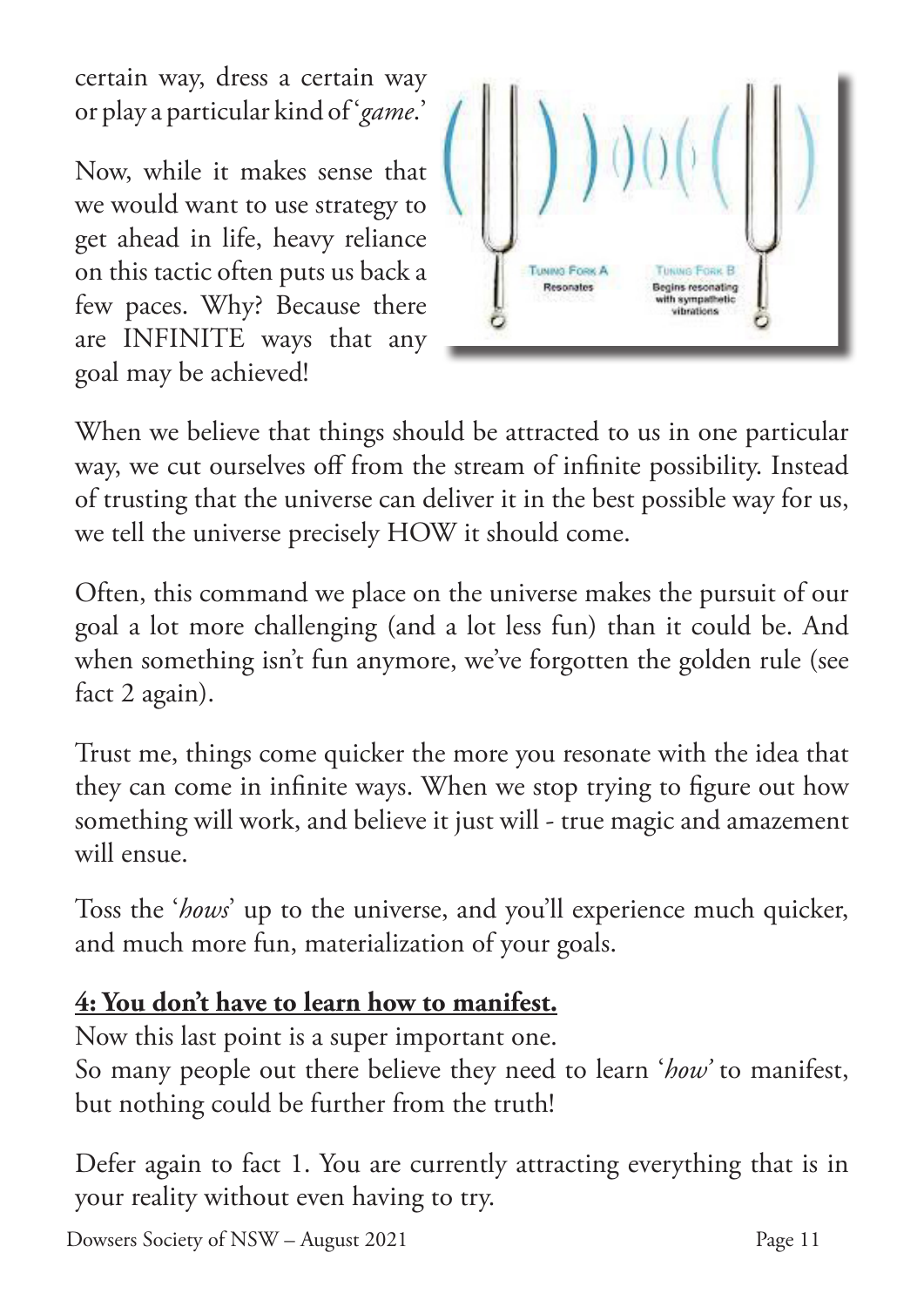certain way, dress a certain way or play a particular kind of '*game*.'

Now, while it makes sense that we would want to use strategy to get ahead in life, heavy reliance on this tactic often puts us back a few paces. Why? Because there are INFINITE ways that any goal may be achieved!

When we believe that things should be attracted to us in one particular way, we cut ourselves off from the stream of infinite possibility. Instead of trusting that the universe can deliver it in the best possible way for us, we tell the universe precisely HOW it should come.

Often, this command we place on the universe makes the pursuit of our goal a lot more challenging (and a lot less fun) than it could be. And when something isn't fun anymore, we've forgotten the golden rule (see fact 2 again).

Trust me, things come quicker the more you resonate with the idea that they can come in infinite ways. When we stop trying to figure out how something will work, and believe it just will - true magic and amazement will ensue.

Toss the '*hows*' up to the universe, and you'll experience much quicker, and much more fun, materialization of your goals.

**4: You don't have to learn how to manifest.**

Now this last point is a super important one.
So many people out there believe they need to learn '*how*' to manifest, but nothing could be further from the truth!

Defer again to fact 1. You are currently attracting everything that is in your reality without even having to try.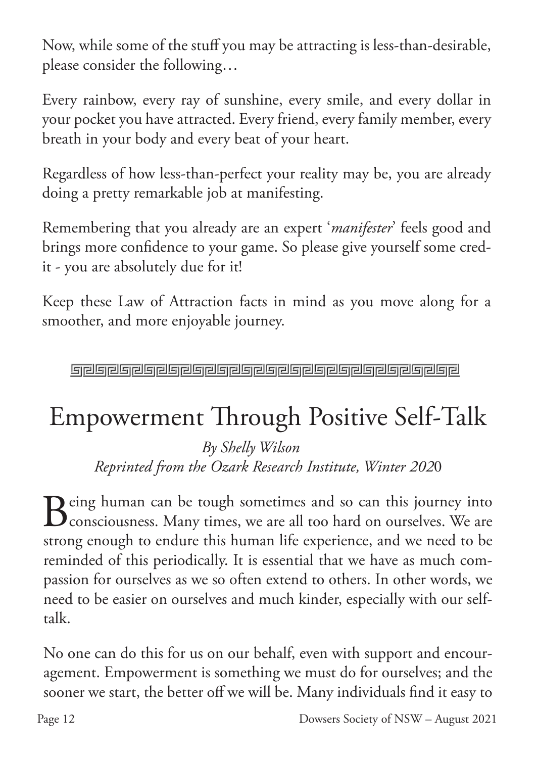Now, while some of the stuff you may be attracting is less-than-desirable, please consider the following…

Every rainbow, every ray of sunshine, every smile, and every dollar in your pocket you have attracted. Every friend, every family member, every breath in your body and every beat of your heart.

Regardless of how less-than-perfect your reality may be, you are already doing a pretty remarkable job at manifesting.

Remembering that you already are an expert '*manifester*' feels good and brings more confidence to your game. So please give yourself some credit - you are absolutely due for it!

Keep these Law of Attraction facts in mind as you move along for a smoother, and more enjoyable journey.

---

# Empowerment Through Positive Self-Talk

*By Shelly Wilson*
*Reprinted from the Ozark Research Institute, Winter 2020*

Being human can be tough sometimes and so can this journey into consciousness. Many times, we are all too hard on ourselves. We are strong enough to endure this human life experience, and we need to be reminded of this periodically. It is essential that we have as much compassion for ourselves as we so often extend to others. In other words, we need to be easier on ourselves and much kinder, especially with our self-talk.

No one can do this for us on our behalf, even with support and encouragement. Empowerment is something we must do for ourselves; and the sooner we start, the better off we will be. Many individuals find it easy to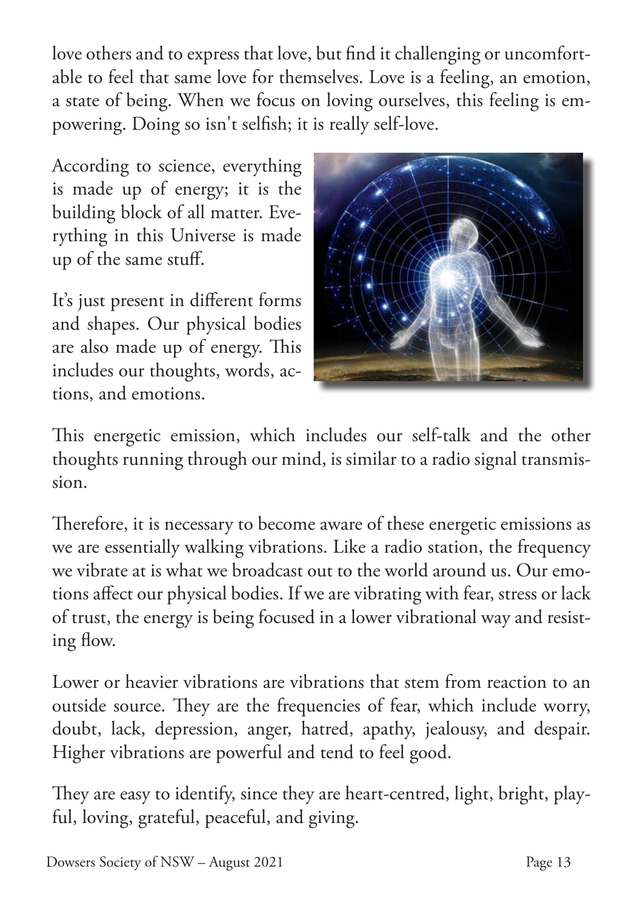love others and to express that love, but find it challenging or uncomfortable to feel that same love for themselves. Love is a feeling, an emotion, a state of being. When we focus on loving ourselves, this feeling is empowering. Doing so isn't selfish; it is really self-love.

According to science, everything is made up of energy; it is the building block of all matter. Everything in this Universe is made up of the same stuff.

It's just present in different forms and shapes. Our physical bodies are also made up of energy. This includes our thoughts, words, actions, and emotions.

This energetic emission, which includes our self-talk and the other thoughts running through our mind, is similar to a radio signal transmission.

Therefore, it is necessary to become aware of these energetic emissions as we are essentially walking vibrations. Like a radio station, the frequency we vibrate at is what we broadcast out to the world around us. Our emotions affect our physical bodies. If we are vibrating with fear, stress or lack of trust, the energy is being focused in a lower vibrational way and resisting flow.

Lower or heavier vibrations are vibrations that stem from reaction to an outside source. They are the frequencies of fear, which include worry, doubt, lack, depression, anger, hatred, apathy, jealousy, and despair. Higher vibrations are powerful and tend to feel good.

They are easy to identify, since they are heart-centred, light, bright, playful, loving, grateful, peaceful, and giving.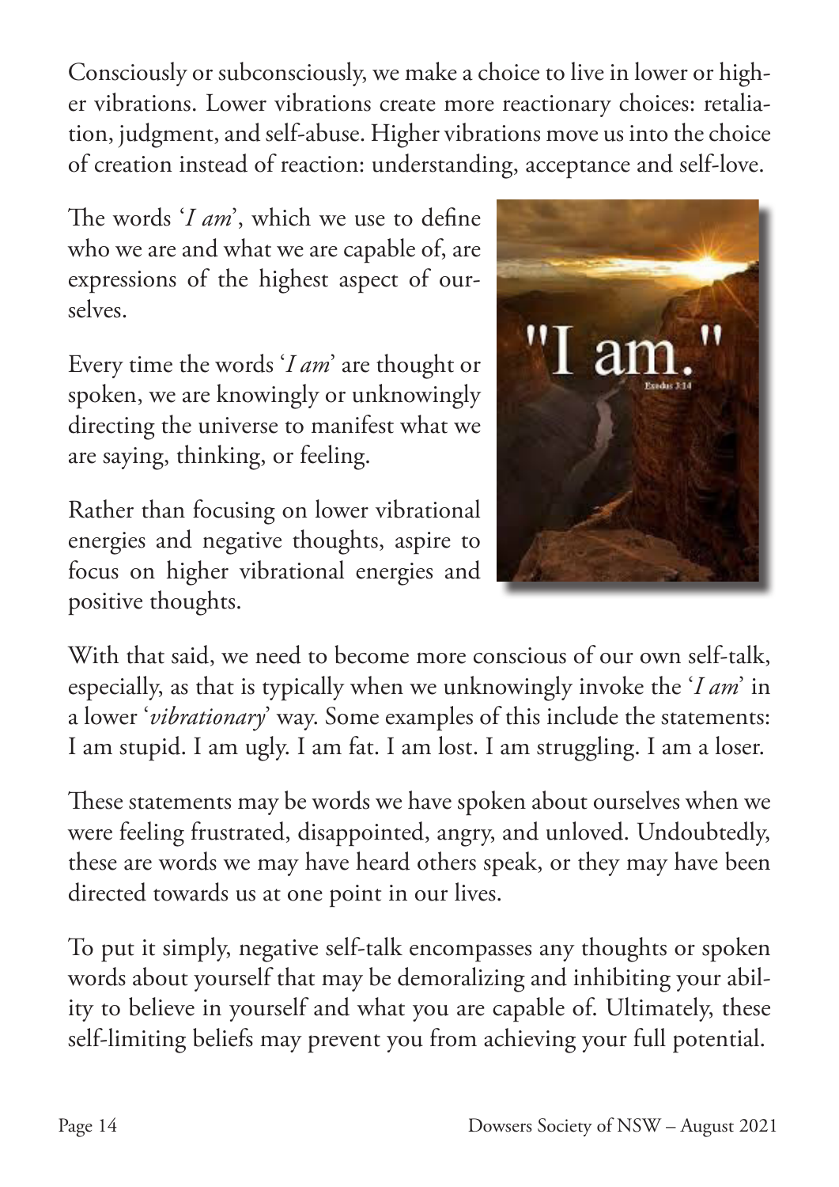Consciously or subconsciously, we make a choice to live in lower or higher vibrations. Lower vibrations create more reactionary choices: retaliation, judgment, and self-abuse. Higher vibrations move us into the choice of creation instead of reaction: understanding, acceptance and self-love.

The words '*I am*', which we use to define who we are and what we are capable of, are expressions of the highest aspect of ourselves.

Every time the words '*I am*' are thought or spoken, we are knowingly or unknowingly directing the universe to manifest what we are saying, thinking, or feeling.

Rather than focusing on lower vibrational energies and negative thoughts, aspire to focus on higher vibrational energies and positive thoughts.

With that said, we need to become more conscious of our own self-talk, especially, as that is typically when we unknowingly invoke the '*I am*' in a lower '*vibrationary*' way. Some examples of this include the statements: I am stupid. I am ugly. I am fat. I am lost. I am struggling. I am a loser.

These statements may be words we have spoken about ourselves when we were feeling frustrated, disappointed, angry, and unloved. Undoubtedly, these are words we may have heard others speak, or they may have been directed towards us at one point in our lives.

To put it simply, negative self-talk encompasses any thoughts or spoken words about yourself that may be demoralizing and inhibiting your ability to believe in yourself and what you are capable of. Ultimately, these self-limiting beliefs may prevent you from achieving your full potential.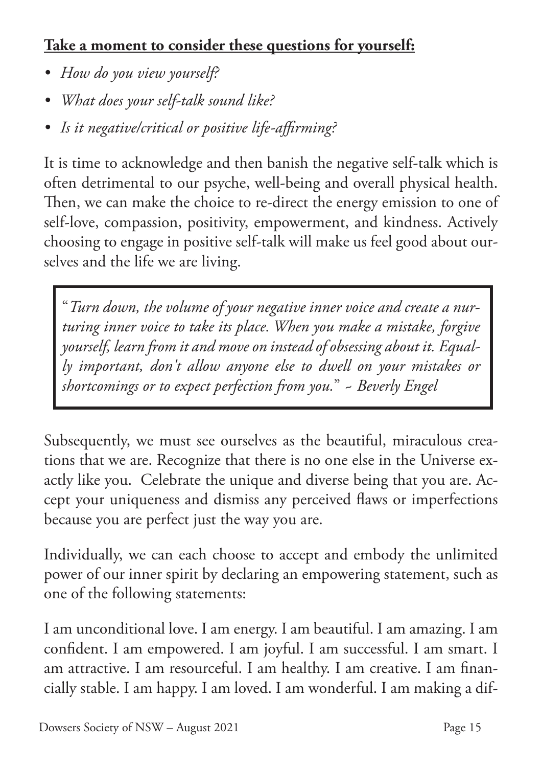**Take a moment to consider these questions for yourself:**

- *How do you view yourself?*
- *What does your self-talk sound like?*
- *Is it negative/critical or positive life-affirming?*

It is time to acknowledge and then banish the negative self-talk which is often detrimental to our psyche, well-being and overall physical health. Then, we can make the choice to re-direct the energy emission to one of self-love, compassion, positivity, empowerment, and kindness. Actively choosing to engage in positive self-talk will make us feel good about ourselves and the life we are living.

> "*Turn down, the volume of your negative inner voice and create a nurturing inner voice to take its place. When you make a mistake, forgive yourself, learn from it and move on instead of obsessing about it. Equally important, don't allow anyone else to dwell on your mistakes or shortcomings or to expect perfection from you.*" *~ Beverly Engel*

Subsequently, we must see ourselves as the beautiful, miraculous creations that we are. Recognize that there is no one else in the Universe exactly like you. Celebrate the unique and diverse being that you are. Accept your uniqueness and dismiss any perceived flaws or imperfections because you are perfect just the way you are.

Individually, we can each choose to accept and embody the unlimited power of our inner spirit by declaring an empowering statement, such as one of the following statements:

I am unconditional love. I am energy. I am beautiful. I am amazing. I am confident. I am empowered. I am joyful. I am successful. I am smart. I am attractive. I am resourceful. I am healthy. I am creative. I am financially stable. I am happy. I am loved. I am wonderful. I am making a dif-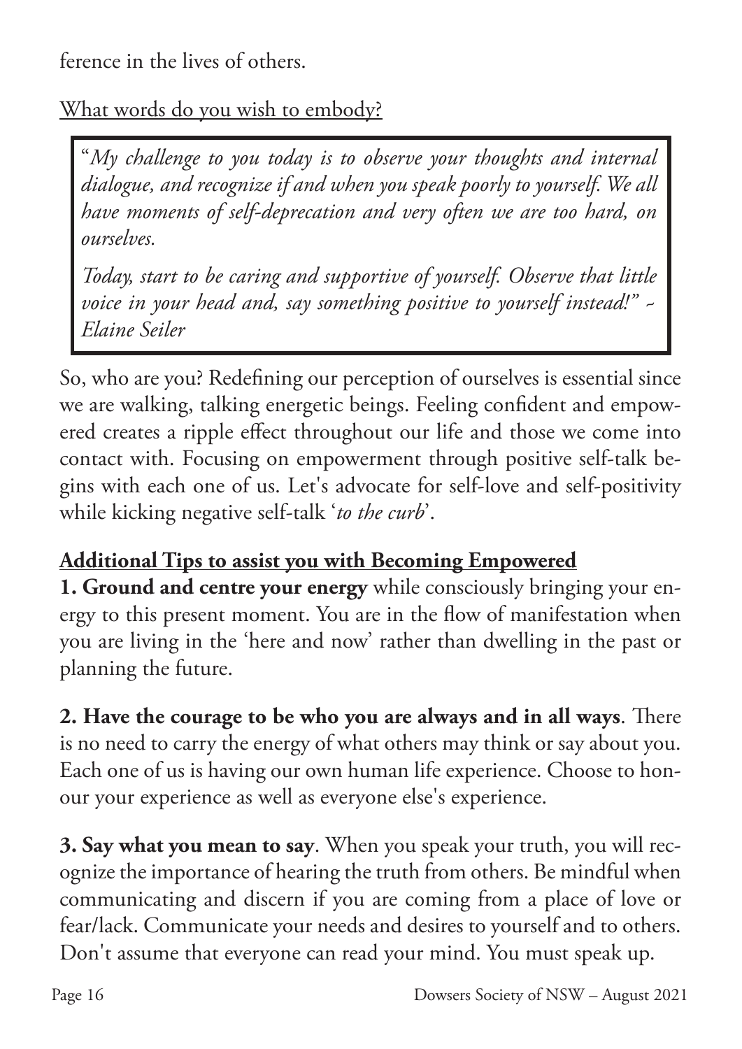ference in the lives of others.

What words do you wish to embody?

> "*My challenge to you today is to observe your thoughts and internal dialogue, and recognize if and when you speak poorly to yourself. We all have moments of self-deprecation and very often we are too hard, on ourselves.*
>
> *Today, start to be caring and supportive of yourself. Observe that little voice in your head and, say something positive to yourself instead!" ~ Elaine Seiler*

So, who are you? Redefining our perception of ourselves is essential since we are walking, talking energetic beings. Feeling confident and empowered creates a ripple effect throughout our life and those we come into contact with. Focusing on empowerment through positive self-talk begins with each one of us. Let's advocate for self-love and self-positivity while kicking negative self-talk '*to the curb*'.

**Additional Tips to assist you with Becoming Empowered**

**1. Ground and centre your energy** while consciously bringing your energy to this present moment. You are in the flow of manifestation when you are living in the 'here and now' rather than dwelling in the past or planning the future.

**2. Have the courage to be who you are always and in all ways**. There is no need to carry the energy of what others may think or say about you. Each one of us is having our own human life experience. Choose to honour your experience as well as everyone else's experience.

**3. Say what you mean to say**. When you speak your truth, you will recognize the importance of hearing the truth from others. Be mindful when communicating and discern if you are coming from a place of love or fear/lack. Communicate your needs and desires to yourself and to others. Don't assume that everyone can read your mind. You must speak up.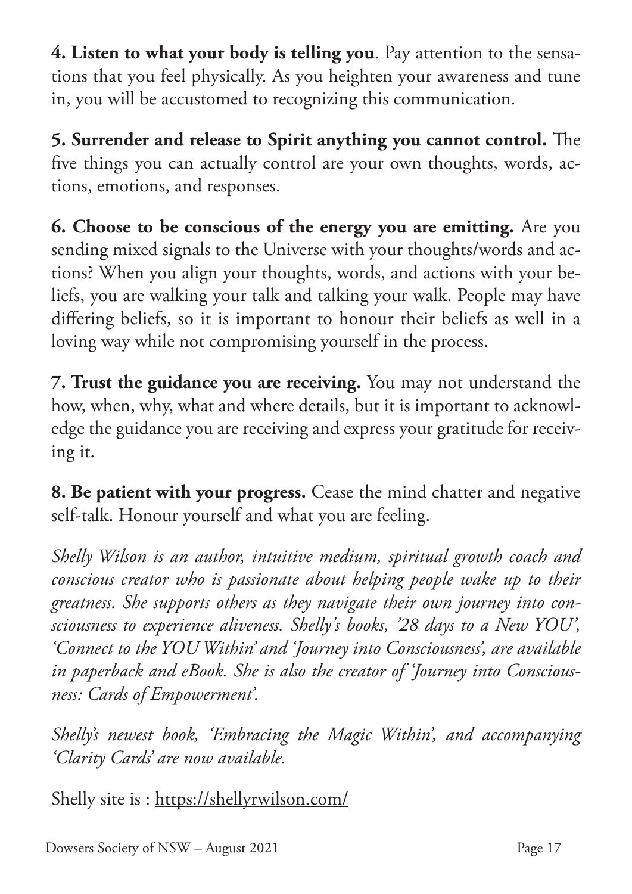**4. Listen to what your body is telling you**. Pay attention to the sensations that you feel physically. As you heighten your awareness and tune in, you will be accustomed to recognizing this communication.

**5. Surrender and release to Spirit anything you cannot control.** The five things you can actually control are your own thoughts, words, actions, emotions, and responses.

**6. Choose to be conscious of the energy you are emitting.** Are you sending mixed signals to the Universe with your thoughts/words and actions? When you align your thoughts, words, and actions with your beliefs, you are walking your talk and talking your walk. People may have differing beliefs, so it is important to honour their beliefs as well in a loving way while not compromising yourself in the process.

**7. Trust the guidance you are receiving.** You may not understand the how, when, why, what and where details, but it is important to acknowledge the guidance you are receiving and express your gratitude for receiving it.

**8. Be patient with your progress.** Cease the mind chatter and negative self-talk. Honour yourself and what you are feeling.

*Shelly Wilson is an author, intuitive medium, spiritual growth coach and conscious creator who is passionate about helping people wake up to their greatness. She supports others as they navigate their own journey into consciousness to experience aliveness. Shelly's books, '28 days to a New YOU', 'Connect to the YOU Within' and 'Journey into Consciousness', are available in paperback and eBook. She is also the creator of 'Journey into Consciousness: Cards of Empowerment'.*

*Shelly's newest book, 'Embracing the Magic Within', and accompanying 'Clarity Cards' are now available.*

Shelly site is : https://shellyrwilson.com/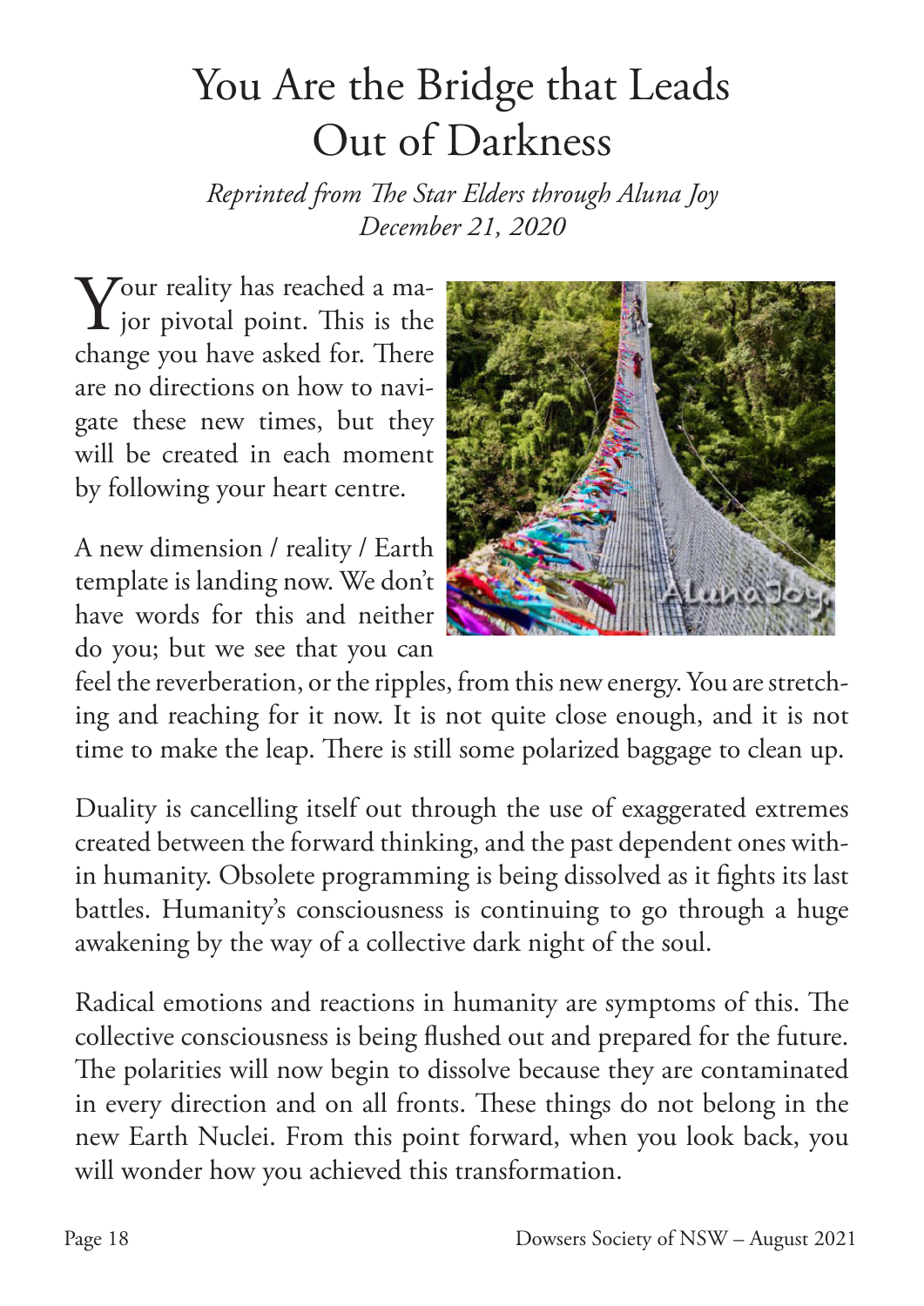# You Are the Bridge that Leads Out of Darkness

*Reprinted from The Star Elders through Aluna Joy*
*December 21, 2020*

Your reality has reached a major pivotal point. This is the change you have asked for. There are no directions on how to navigate these new times, but they will be created in each moment by following your heart centre.

A new dimension / reality / Earth template is landing now. We don't have words for this and neither do you; but we see that you can feel the reverberation, or the ripples, from this new energy. You are stretching and reaching for it now. It is not quite close enough, and it is not time to make the leap. There is still some polarized baggage to clean up.

Duality is cancelling itself out through the use of exaggerated extremes created between the forward thinking, and the past dependent ones within humanity. Obsolete programming is being dissolved as it fights its last battles. Humanity's consciousness is continuing to go through a huge awakening by the way of a collective dark night of the soul.

Radical emotions and reactions in humanity are symptoms of this. The collective consciousness is being flushed out and prepared for the future. The polarities will now begin to dissolve because they are contaminated in every direction and on all fronts. These things do not belong in the new Earth Nuclei. From this point forward, when you look back, you will wonder how you achieved this transformation.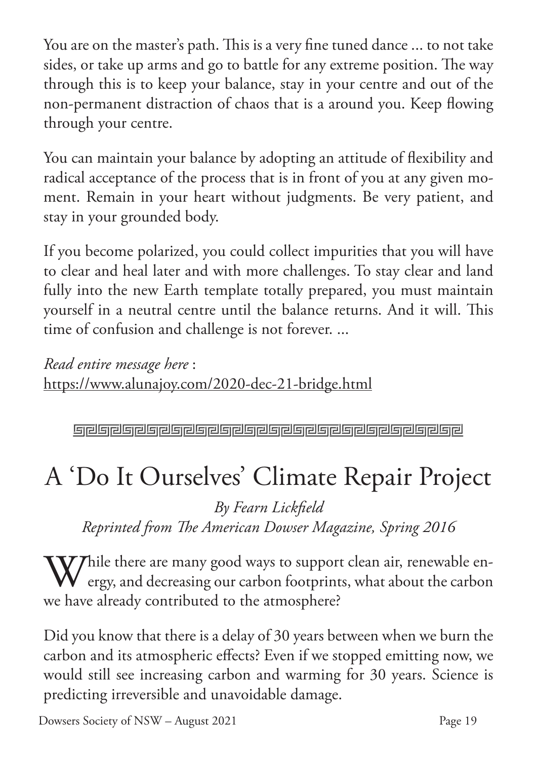You are on the master's path. This is a very fine tuned dance ... to not take sides, or take up arms and go to battle for any extreme position. The way through this is to keep your balance, stay in your centre and out of the non-permanent distraction of chaos that is a around you. Keep flowing through your centre.

You can maintain your balance by adopting an attitude of flexibility and radical acceptance of the process that is in front of you at any given moment. Remain in your heart without judgments. Be very patient, and stay in your grounded body.

If you become polarized, you could collect impurities that you will have to clear and heal later and with more challenges. To stay clear and land fully into the new Earth template totally prepared, you must maintain yourself in a neutral centre until the balance returns. And it will. This time of confusion and challenge is not forever. ...

*Read entire message here* :
https://www.alunajoy.com/2020-dec-21-bridge.html

# A 'Do It Ourselves' Climate Repair Project

*By Fearn Lickfield*
*Reprinted from The American Dowser Magazine, Spring 2016*

While there are many good ways to support clean air, renewable energy, and decreasing our carbon footprints, what about the carbon we have already contributed to the atmosphere?

Did you know that there is a delay of 30 years between when we burn the carbon and its atmospheric effects? Even if we stopped emitting now, we would still see increasing carbon and warming for 30 years. Science is predicting irreversible and unavoidable damage.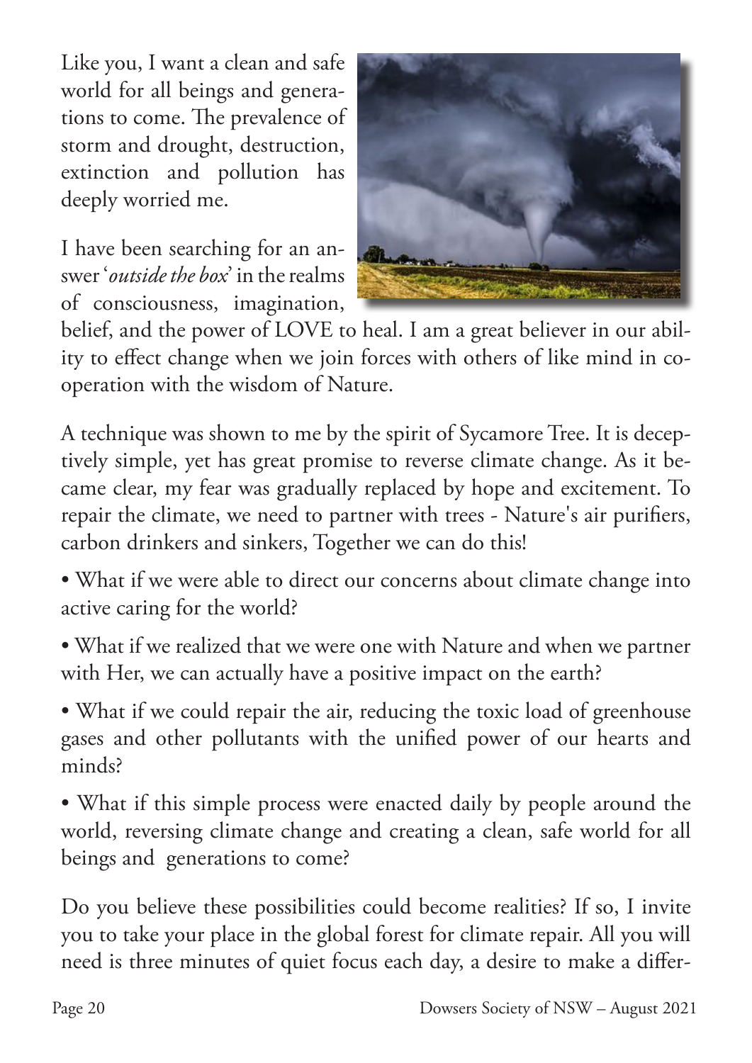Like you, I want a clean and safe world for all beings and generations to come. The prevalence of storm and drought, destruction, extinction and pollution has deeply worried me.

I have been searching for an answer '*outside the box*' in the realms of consciousness, imagination, belief, and the power of LOVE to heal. I am a great believer in our ability to effect change when we join forces with others of like mind in co-operation with the wisdom of Nature.

A technique was shown to me by the spirit of Sycamore Tree. It is deceptively simple, yet has great promise to reverse climate change. As it became clear, my fear was gradually replaced by hope and excitement. To repair the climate, we need to partner with trees - Nature's air purifiers, carbon drinkers and sinkers, Together we can do this!

- What if we were able to direct our concerns about climate change into active caring for the world?

- What if we realized that we were one with Nature and when we partner with Her, we can actually have a positive impact on the earth?

- What if we could repair the air, reducing the toxic load of greenhouse gases and other pollutants with the unified power of our hearts and minds?

- What if this simple process were enacted daily by people around the world, reversing climate change and creating a clean, safe world for all beings and generations to come?

Do you believe these possibilities could become realities? If so, I invite you to take your place in the global forest for climate repair. All you will need is three minutes of quiet focus each day, a desire to make a differ-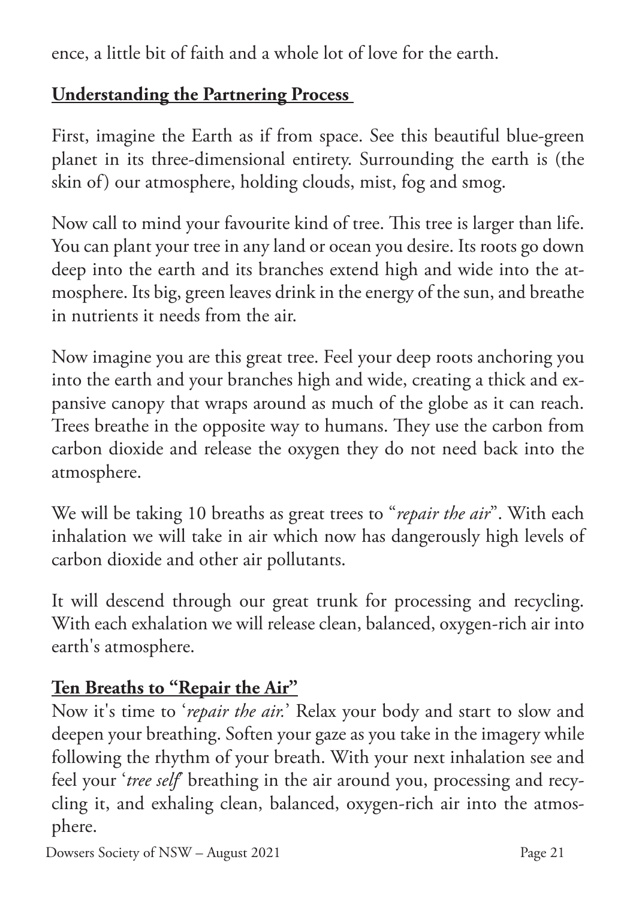ence, a little bit of faith and a whole lot of love for the earth.

## **Understanding the Partnering Process**

First, imagine the Earth as if from space. See this beautiful blue-green planet in its three-dimensional entirety. Surrounding the earth is (the skin of) our atmosphere, holding clouds, mist, fog and smog.

Now call to mind your favourite kind of tree. This tree is larger than life. You can plant your tree in any land or ocean you desire. Its roots go down deep into the earth and its branches extend high and wide into the atmosphere. Its big, green leaves drink in the energy of the sun, and breathe in nutrients it needs from the air.

Now imagine you are this great tree. Feel your deep roots anchoring you into the earth and your branches high and wide, creating a thick and expansive canopy that wraps around as much of the globe as it can reach. Trees breathe in the opposite way to humans. They use the carbon from carbon dioxide and release the oxygen they do not need back into the atmosphere.

We will be taking 10 breaths as great trees to "*repair the air*". With each inhalation we will take in air which now has dangerously high levels of carbon dioxide and other air pollutants.

It will descend through our great trunk for processing and recycling. With each exhalation we will release clean, balanced, oxygen-rich air into earth's atmosphere.

## **Ten Breaths to "Repair the Air"**

Now it's time to '*repair the air.*' Relax your body and start to slow and deepen your breathing. Soften your gaze as you take in the imagery while following the rhythm of your breath. With your next inhalation see and feel your '*tree self*' breathing in the air around you, processing and recycling it, and exhaling clean, balanced, oxygen-rich air into the atmosphere.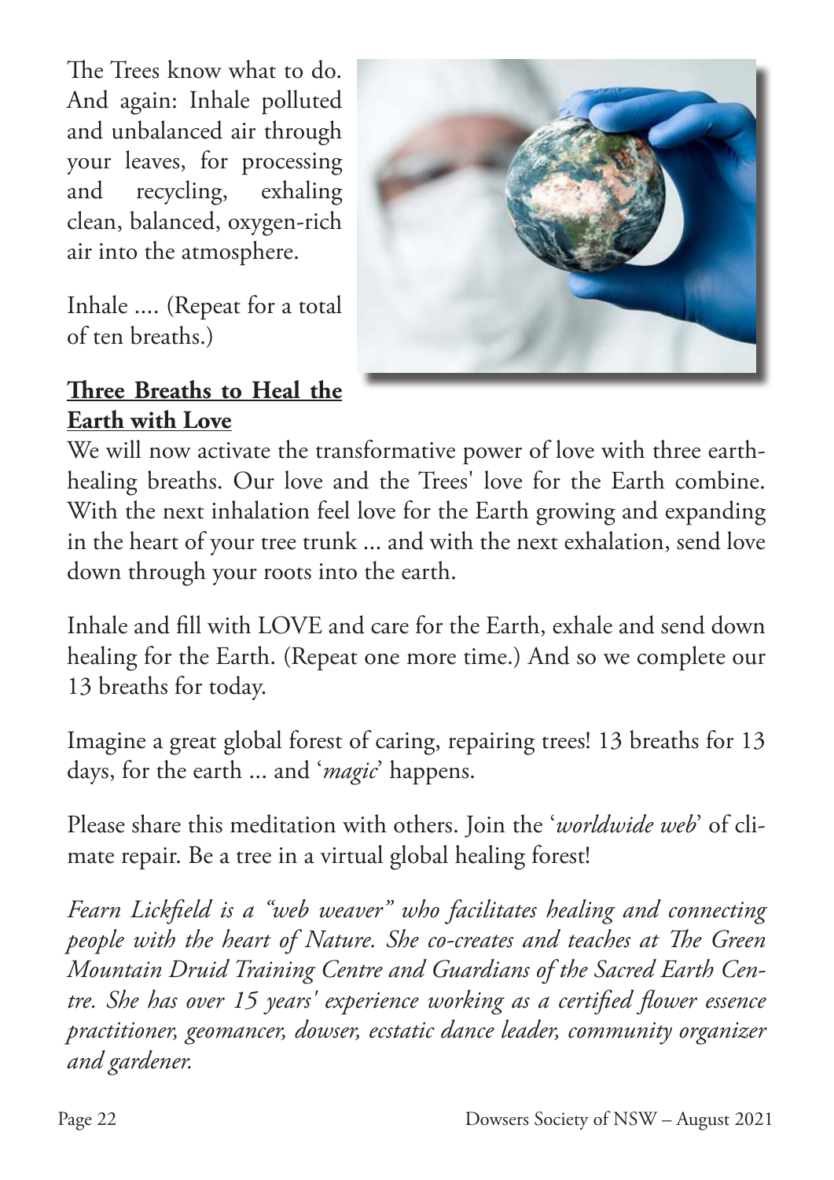The Trees know what to do. And again: Inhale polluted and unbalanced air through your leaves, for processing and recycling, exhaling clean, balanced, oxygen-rich air into the atmosphere.

Inhale .... (Repeat for a total of ten breaths.)

## Three Breaths to Heal the Earth with Love

We will now activate the transformative power of love with three earth-healing breaths. Our love and the Trees' love for the Earth combine. With the next inhalation feel love for the Earth growing and expanding in the heart of your tree trunk ... and with the next exhalation, send love down through your roots into the earth.

Inhale and fill with LOVE and care for the Earth, exhale and send down healing for the Earth. (Repeat one more time.) And so we complete our 13 breaths for today.

Imagine a great global forest of caring, repairing trees! 13 breaths for 13 days, for the earth ... and '*magic*' happens.

Please share this meditation with others. Join the '*worldwide web*' of climate repair. Be a tree in a virtual global healing forest!

*Fearn Lickfield is a "web weaver" who facilitates healing and connecting people with the heart of Nature. She co-creates and teaches at The Green Mountain Druid Training Centre and Guardians of the Sacred Earth Centre. She has over 15 years' experience working as a certified flower essence practitioner, geomancer, dowser, ecstatic dance leader, community organizer and gardener.*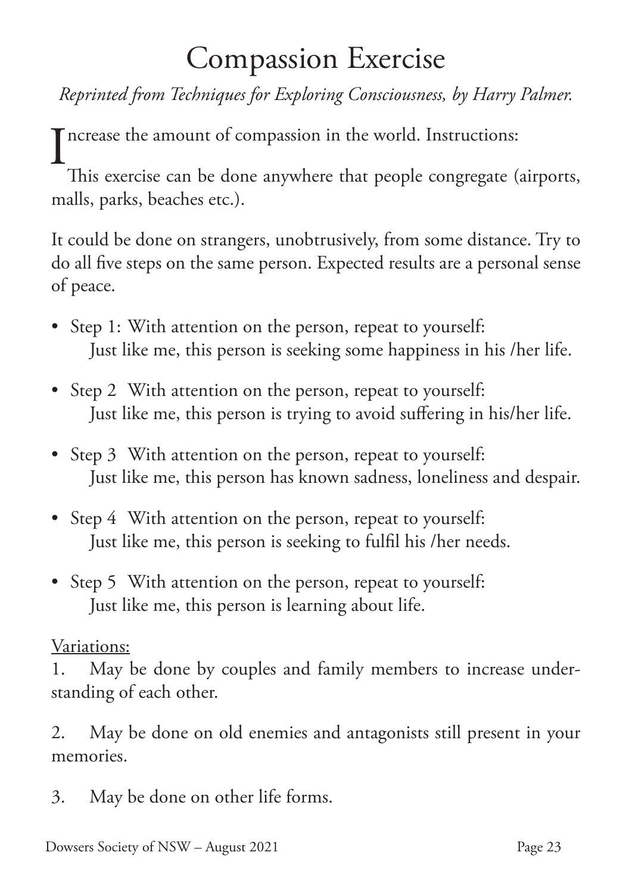# Compassion Exercise

*Reprinted from Techniques for Exploring Consciousness, by Harry Palmer.*

Increase the amount of compassion in the world. Instructions:

This exercise can be done anywhere that people congregate (airports, malls, parks, beaches etc.).

It could be done on strangers, unobtrusively, from some distance. Try to do all five steps on the same person. Expected results are a personal sense of peace.

- Step 1: With attention on the person, repeat to yourself:
  Just like me, this person is seeking some happiness in his /her life.
- Step 2 With attention on the person, repeat to yourself:
  Just like me, this person is trying to avoid suffering in his/her life.
- Step 3 With attention on the person, repeat to yourself:
  Just like me, this person has known sadness, loneliness and despair.
- Step 4 With attention on the person, repeat to yourself:
  Just like me, this person is seeking to fulfil his /her needs.
- Step 5 With attention on the person, repeat to yourself:
  Just like me, this person is learning about life.

Variations:

1. May be done by couples and family members to increase understanding of each other.

2. May be done on old enemies and antagonists still present in your memories.

3. May be done on other life forms.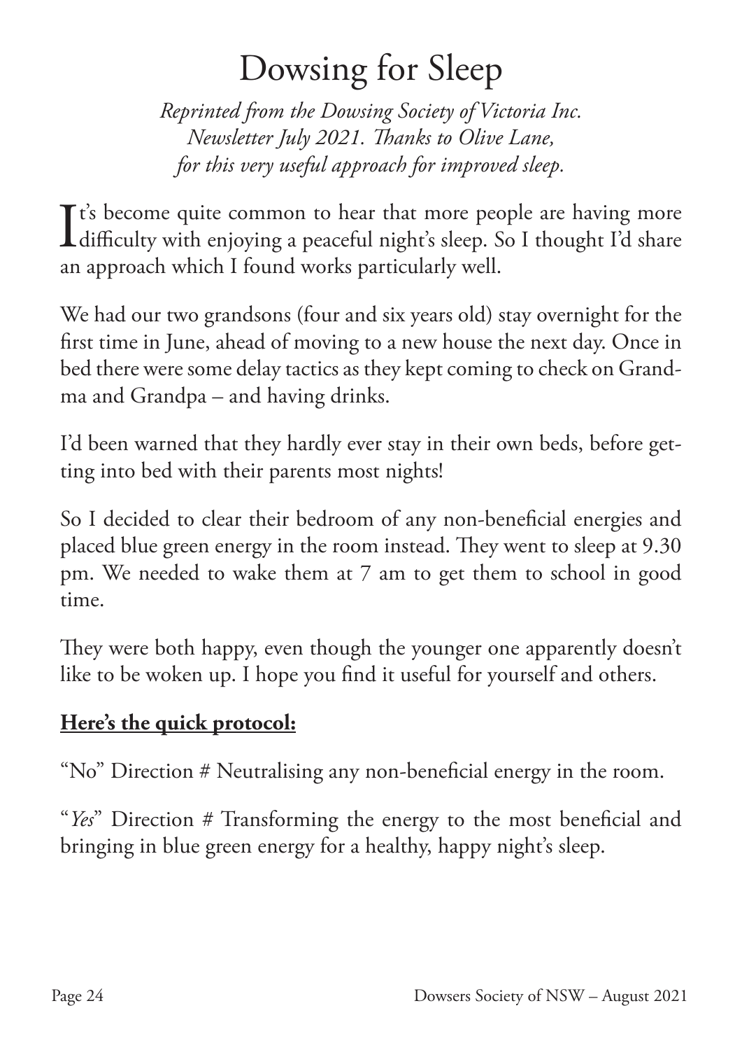# Dowsing for Sleep

*Reprinted from the Dowsing Society of Victoria Inc. Newsletter July 2021. Thanks to Olive Lane, for this very useful approach for improved sleep.*

It's become quite common to hear that more people are having more difficulty with enjoying a peaceful night's sleep. So I thought I'd share an approach which I found works particularly well.

We had our two grandsons (four and six years old) stay overnight for the first time in June, ahead of moving to a new house the next day. Once in bed there were some delay tactics as they kept coming to check on Grandma and Grandpa – and having drinks.

I'd been warned that they hardly ever stay in their own beds, before getting into bed with their parents most nights!

So I decided to clear their bedroom of any non-beneficial energies and placed blue green energy in the room instead. They went to sleep at 9.30 pm. We needed to wake them at 7 am to get them to school in good time.

They were both happy, even though the younger one apparently doesn't like to be woken up. I hope you find it useful for yourself and others.

**Here's the quick protocol:**

"No" Direction # Neutralising any non-beneficial energy in the room.

"*Yes*" Direction # Transforming the energy to the most beneficial and bringing in blue green energy for a healthy, happy night's sleep.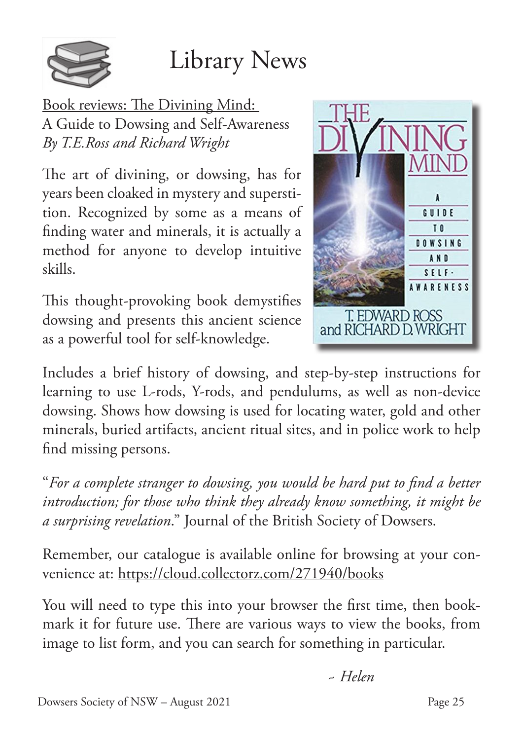# Library News

Book reviews: The Divining Mind:
A Guide to Dowsing and Self-Awareness
*By T.E.Ross and Richard Wright*

The art of divining, or dowsing, has for years been cloaked in mystery and superstition. Recognized by some as a means of finding water and minerals, it is actually a method for anyone to develop intuitive skills.

This thought-provoking book demystifies dowsing and presents this ancient science as a powerful tool for self-knowledge.

Includes a brief history of dowsing, and step-by-step instructions for learning to use L-rods, Y-rods, and pendulums, as well as non-device dowsing. Shows how dowsing is used for locating water, gold and other minerals, buried artifacts, ancient ritual sites, and in police work to help find missing persons.

"*For a complete stranger to dowsing, you would be hard put to find a better introduction; for those who think they already know something, it might be a surprising revelation*." Journal of the British Society of Dowsers.

Remember, our catalogue is available online for browsing at your convenience at: https://cloud.collectorz.com/271940/books

You will need to type this into your browser the first time, then bookmark it for future use. There are various ways to view the books, from image to list form, and you can search for something in particular.

*~ Helen*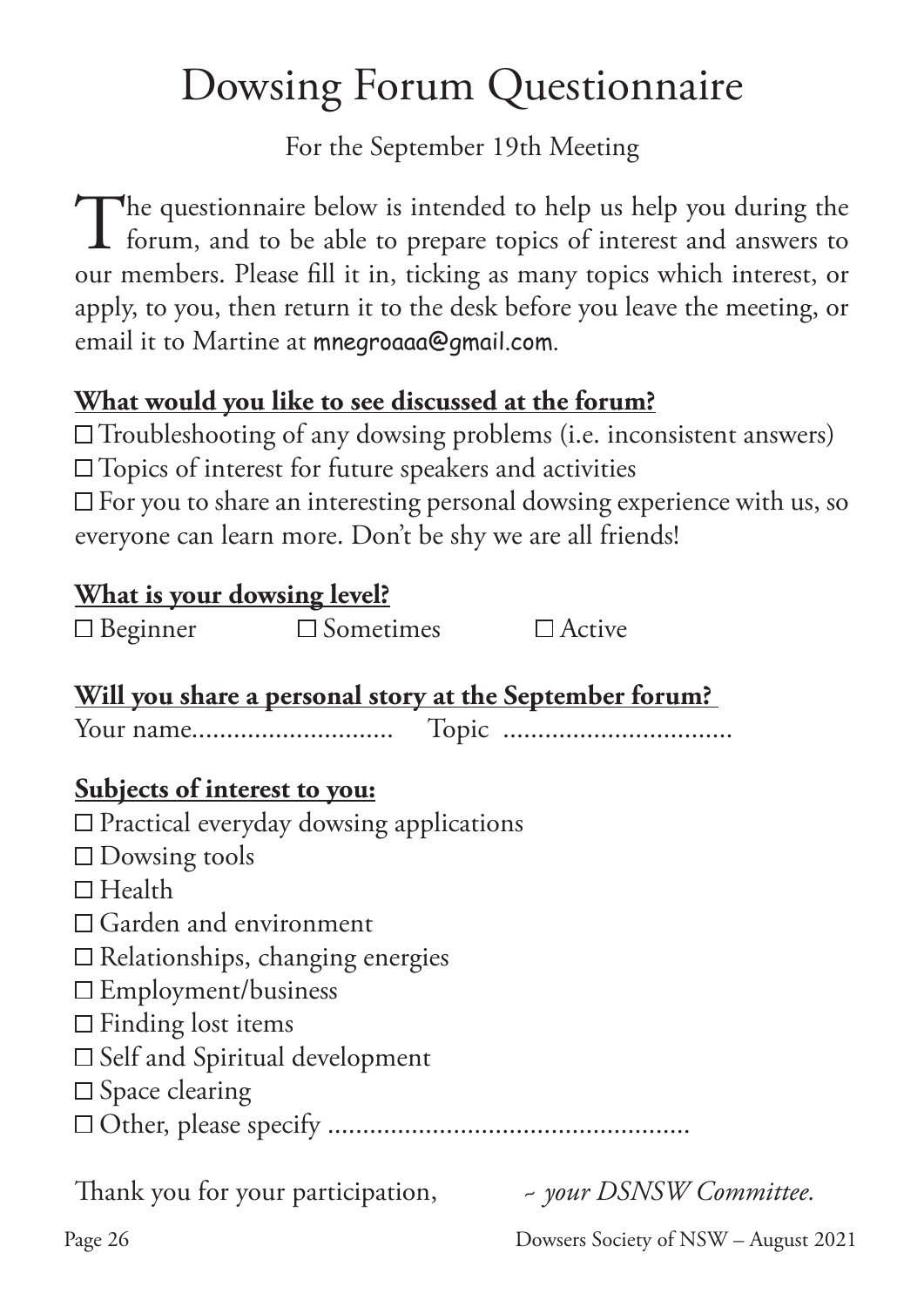# Dowsing Forum Questionnaire

For the September 19th Meeting

The questionnaire below is intended to help us help you during the forum, and to be able to prepare topics of interest and answers to our members. Please fill it in, ticking as many topics which interest, or apply, to you, then return it to the desk before you leave the meeting, or email it to Martine at mnegroaaa@gmail.com.

**What would you like to see discussed at the forum?**

☐ Troubleshooting of any dowsing problems (i.e. inconsistent answers)
☐ Topics of interest for future speakers and activities
☐ For you to share an interesting personal dowsing experience with us, so everyone can learn more. Don't be shy we are all friends!

**What is your dowsing level?**

☐ Beginner ☐ Sometimes ☐ Active

**Will you share a personal story at the September forum?**

Your name............................ Topic ................................

**Subjects of interest to you:**

☐ Practical everyday dowsing applications
☐ Dowsing tools
☐ Health
☐ Garden and environment
☐ Relationships, changing energies
☐ Employment/business
☐ Finding lost items
☐ Self and Spiritual development
☐ Space clearing
☐ Other, please specify ...................................................

Thank you for your participation, *~ your DSNSW Committee.*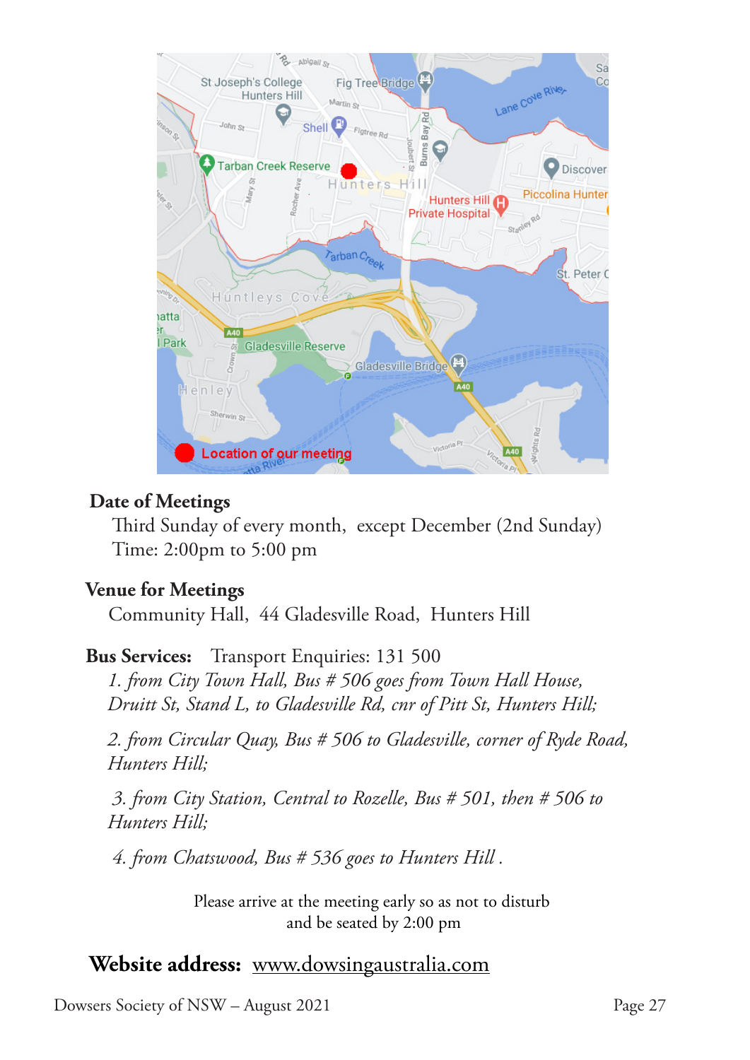**Date of Meetings**

Third Sunday of every month, except December (2nd Sunday)
Time: 2:00pm to 5:00 pm

**Venue for Meetings**

Community Hall, 44 Gladesville Road, Hunters Hill

**Bus Services:** Transport Enquiries: 131 500

*1. from City Town Hall, Bus # 506 goes from Town Hall House, Druitt St, Stand L, to Gladesville Rd, cnr of Pitt St, Hunters Hill;*

*2. from Circular Quay, Bus # 506 to Gladesville, corner of Ryde Road, Hunters Hill;*

*3. from City Station, Central to Rozelle, Bus # 501, then # 506 to Hunters Hill;*

*4. from Chatswood, Bus # 536 goes to Hunters Hill .*

Please arrive at the meeting early so as not to disturb
and be seated by 2:00 pm

**Website address:** www.dowsingaustralia.com